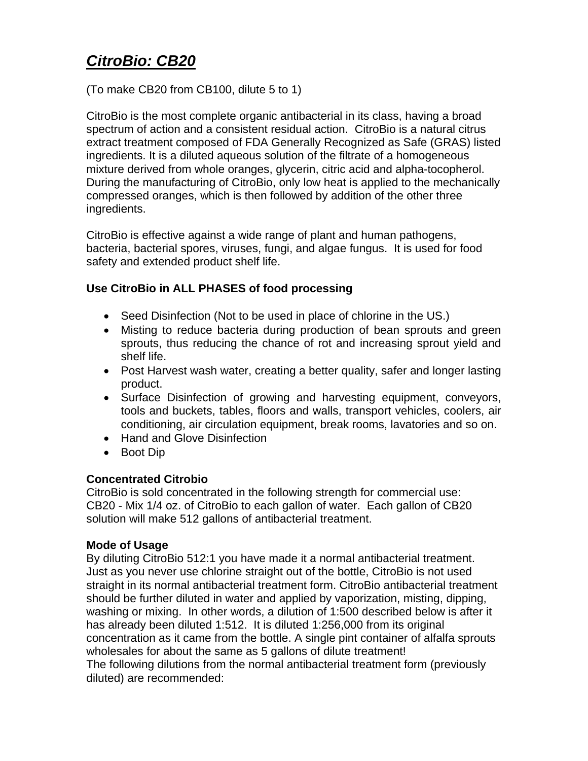# *CitroBio: CB20*

(To make CB20 from CB100, dilute 5 to 1)

CitroBio is the most complete organic antibacterial in its class, having a broad spectrum of action and a consistent residual action. CitroBio is a natural citrus extract treatment composed of FDA Generally Recognized as Safe (GRAS) listed ingredients. It is a diluted aqueous solution of the filtrate of a homogeneous mixture derived from whole oranges, glycerin, citric acid and alpha-tocopherol. During the manufacturing of CitroBio, only low heat is applied to the mechanically compressed oranges, which is then followed by addition of the other three ingredients.

CitroBio is effective against a wide range of plant and human pathogens, bacteria, bacterial spores, viruses, fungi, and algae fungus. It is used for food safety and extended product shelf life.

**Use CitroBio in ALL PHASES of food processing**

- Seed Disinfection (Not to be used in place of chlorine in the US.)
- Misting to reduce bacteria during production of bean sprouts and green sprouts, thus reducing the chance of rot and increasing sprout yield and shelf life.
- Post Harvest wash water, creating a better quality, safer and longer lasting product.
- Surface Disinfection of growing and harvesting equipment, conveyors, tools and buckets, tables, floors and walls, transport vehicles, coolers, air conditioning, air circulation equipment, break rooms, lavatories and so on.
- Hand and Glove Disinfection
- Boot Dip

**Concentrated Citrobio**
CitroBio is sold concentrated in the following strength for commercial use:
CB20 - Mix 1/4 oz. of CitroBio to each gallon of water. Each gallon of CB20 solution will make 512 gallons of antibacterial treatment.

**Mode of Usage**
By diluting CitroBio 512:1 you have made it a normal antibacterial treatment. Just as you never use chlorine straight out of the bottle, CitroBio is not used straight in its normal antibacterial treatment form. CitroBio antibacterial treatment should be further diluted in water and applied by vaporization, misting, dipping, washing or mixing. In other words, a dilution of 1:500 described below is after it has already been diluted 1:512. It is diluted 1:256,000 from its original concentration as it came from the bottle. A single pint container of alfalfa sprouts wholesales for about the same as 5 gallons of dilute treatment!
The following dilutions from the normal antibacterial treatment form (previously diluted) are recommended: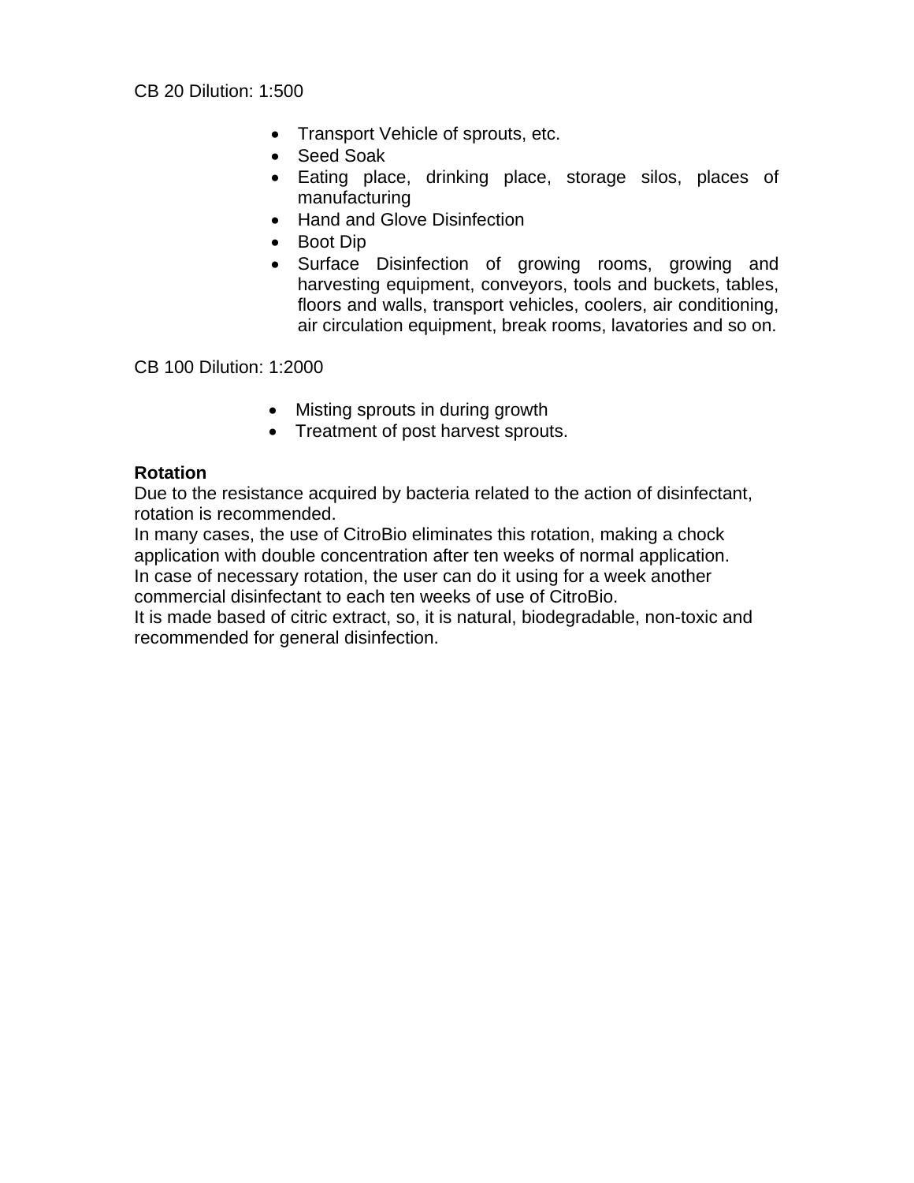CB 20 Dilution: 1:500

- Transport Vehicle of sprouts, etc.
- Seed Soak
- Eating place, drinking place, storage silos, places of manufacturing
- Hand and Glove Disinfection
- Boot Dip
- Surface Disinfection of growing rooms, growing and harvesting equipment, conveyors, tools and buckets, tables, floors and walls, transport vehicles, coolers, air conditioning, air circulation equipment, break rooms, lavatories and so on.

CB 100 Dilution: 1:2000

- Misting sprouts in during growth
- Treatment of post harvest sprouts.

**Rotation**

Due to the resistance acquired by bacteria related to the action of disinfectant, rotation is recommended.
In many cases, the use of CitroBio eliminates this rotation, making a chock application with double concentration after ten weeks of normal application.
In case of necessary rotation, the user can do it using for a week another commercial disinfectant to each ten weeks of use of CitroBio.
It is made based of citric extract, so, it is natural, biodegradable, non-toxic and recommended for general disinfection.